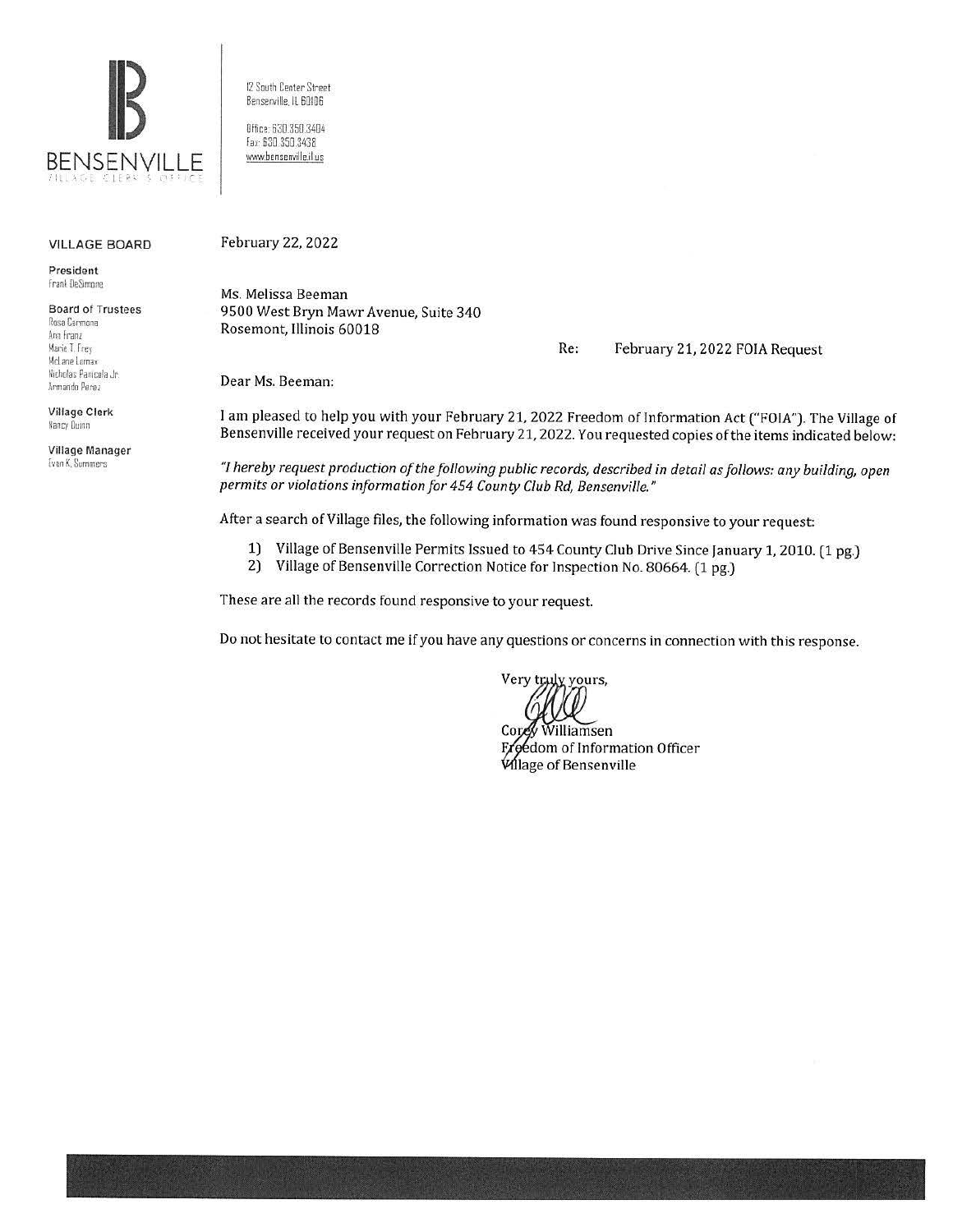BENSENVILLE
VILLAGE CLERK'S OFFICE

12 South Center Street
Bensenville, IL 60106

Office: 630.350.3404
Fax: 630.350.3438
www.bensenville.il.us

**VILLAGE BOARD**

**President**
Frank DeSimone

**Board of Trustees**
Rosa Carmona
Ann Franz
Marie T. Frey
McLane Lomax
Nicholas Panicola Jr.
Armando Perez

**Village Clerk**
Nancy Dunn

**Village Manager**
Evan K. Summers

February 22, 2022

Ms. Melissa Beeman
9500 West Bryn Mawr Avenue, Suite 340
Rosemont, Illinois 60018

Re: February 21, 2022 FOIA Request

Dear Ms. Beeman:

I am pleased to help you with your February 21, 2022 Freedom of Information Act ("FOIA"). The Village of Bensenville received your request on February 21, 2022. You requested copies of the items indicated below:

*"I hereby request production of the following public records, described in detail as follows: any building, open permits or violations information for 454 County Club Rd, Bensenville."*

After a search of Village files, the following information was found responsive to your request:

1) Village of Bensenville Permits Issued to 454 County Club Drive Since January 1, 2010. (1 pg.)
2) Village of Bensenville Correction Notice for Inspection No. 80664. (1 pg.)

These are all the records found responsive to your request.

Do not hesitate to contact me if you have any questions or concerns in connection with this response.

Very truly yours,

Corey Williamsen
Freedom of Information Officer
Village of Bensenville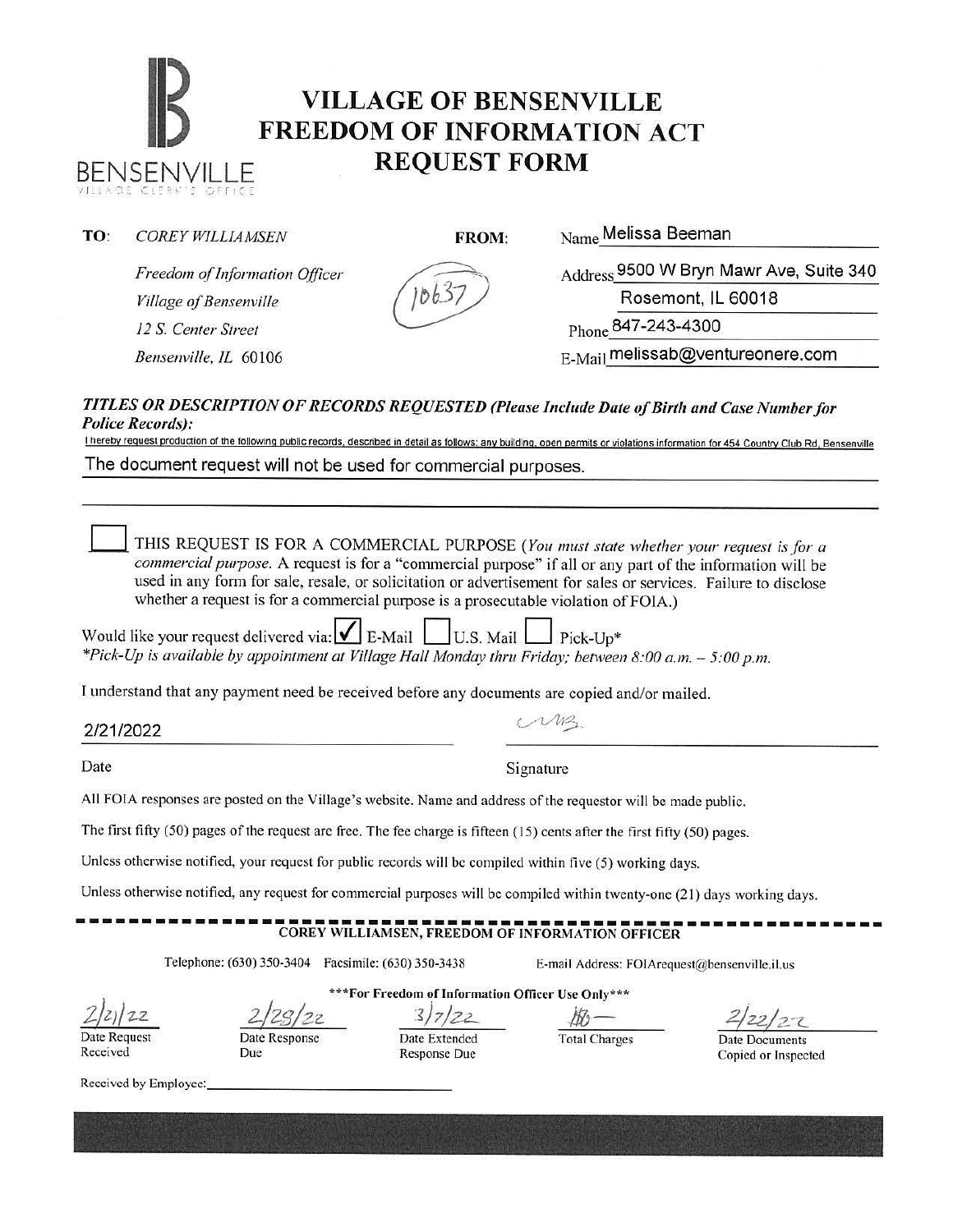BENSENVILLE
VILLAGE CLERK'S OFFICE

# VILLAGE OF BENSENVILLE FREEDOM OF INFORMATION ACT REQUEST FORM

**TO:** *COREY WILLIAMSEN*
*Freedom of Information Officer*
*Village of Bensenville*
*12 S. Center Street*
*Bensenville, IL 60106*

10637

**FROM:**
Name Melissa Beeman
Address 9500 W Bryn Mawr Ave, Suite 340
Rosemont, IL 60018
Phone 847-243-4300
E-Mail melissab@ventureonere.com

***TITLES OR DESCRIPTION OF RECORDS REQUESTED (Please Include Date of Birth and Case Number for Police Records):***

I hereby request production of the following public records, described in detail as follows: any building, open permits or violations information for 454 Country Club Rd, Bensenville

The document request will not be used for commercial purposes.

☐ THIS REQUEST IS FOR A COMMERCIAL PURPOSE (*You must state whether your request is for a commercial purpose.* A request is for a "commercial purpose" if all or any part of the information will be used in any form for sale, resale, or solicitation or advertisement for sales or services. Failure to disclose whether a request is for a commercial purpose is a prosecutable violation of FOIA.)

Would like your request delivered via: ☑ E-Mail ☐ U.S. Mail ☐ Pick-Up*

*\*Pick-Up is available by appointment at Village Hall Monday thru Friday; between 8:00 a.m. – 5:00 p.m.*

I understand that any payment need be received before any documents are copied and/or mailed.

2/21/2022 — Date

MB — Signature

All FOIA responses are posted on the Village's website. Name and address of the requestor will be made public.

The first fifty (50) pages of the request are free. The fee charge is fifteen (15) cents after the first fifty (50) pages.

Unless otherwise notified, your request for public records will be compiled within five (5) working days.

Unless otherwise notified, any request for commercial purposes will be compiled within twenty-one (21) days working days.

**COREY WILLIAMSEN, FREEDOM OF INFORMATION OFFICER**

Telephone: (630) 350-3404 Facsimile: (630) 350-3438 E-mail Address: FOIArequest@bensenville.il.us

***For Freedom of Information Officer Use Only***

| Date Request Received | Date Response Due | Date Extended Response Due | Total Charges | Date Documents Copied or Inspected |
|---|---|---|---|---|
| 2/21/22 | 2/28/22 | 3/7/22 | $0 — | 2/22/22 |

Received by Employee: ____________________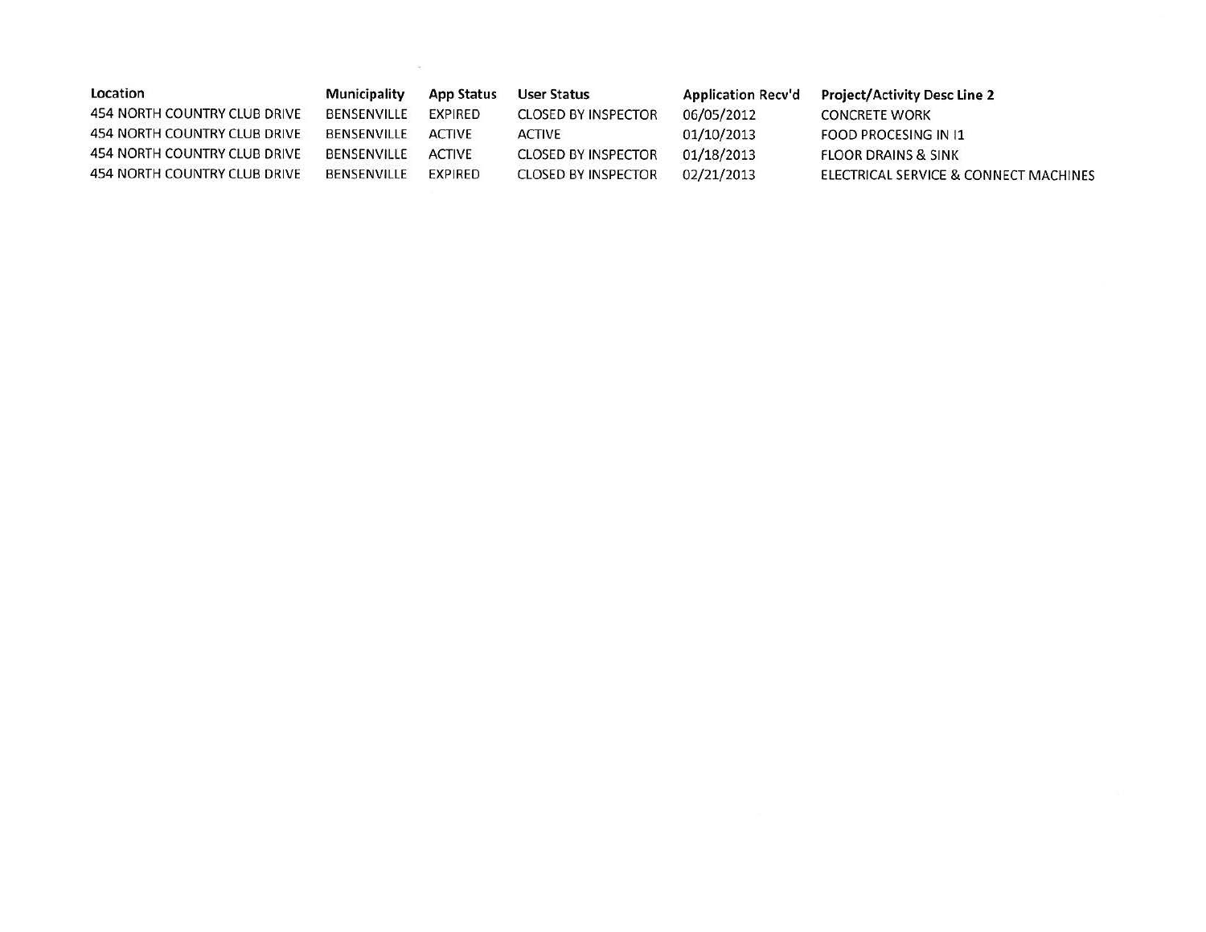| Location | Municipality | App Status | User Status | Application Recv'd | Project/Activity Desc Line 2 |
|---|---|---|---|---|---|
| 454 NORTH COUNTRY CLUB DRIVE | BENSENVILLE | EXPIRED | CLOSED BY INSPECTOR | 06/05/2012 | CONCRETE WORK |
| 454 NORTH COUNTRY CLUB DRIVE | BENSENVILLE | ACTIVE | ACTIVE | 01/10/2013 | FOOD PROCESING IN I1 |
| 454 NORTH COUNTRY CLUB DRIVE | BENSENVILLE | ACTIVE | CLOSED BY INSPECTOR | 01/18/2013 | FLOOR DRAINS & SINK |
| 454 NORTH COUNTRY CLUB DRIVE | BENSENVILLE | EXPIRED | CLOSED BY INSPECTOR | 02/21/2013 | ELECTRICAL SERVICE & CONNECT MACHINES |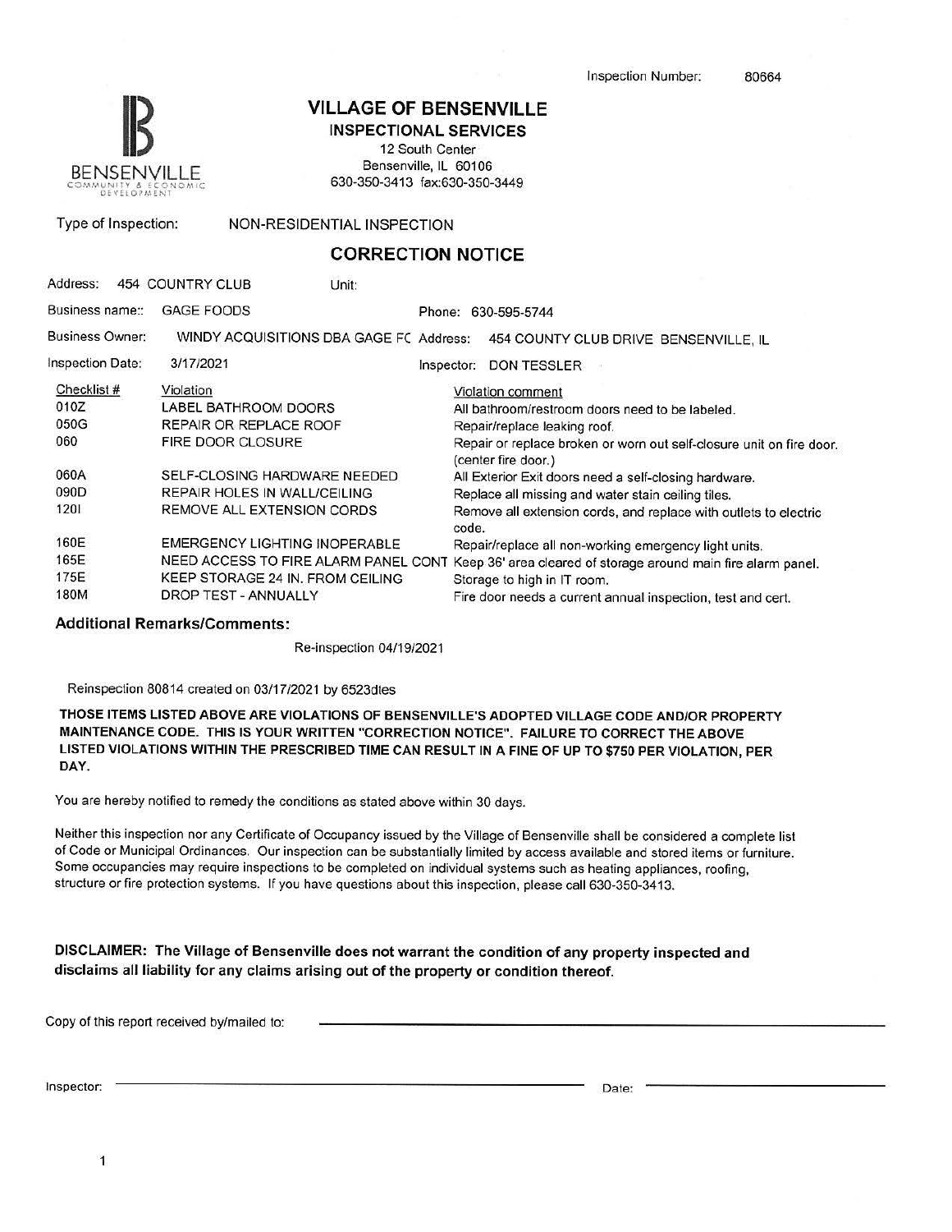Inspection Number: 80664

BENSENVILLE
COMMUNITY & ECONOMIC DEVELOPMENT

# VILLAGE OF BENSENVILLE

## INSPECTIONAL SERVICES

12 South Center
Bensenville, IL 60106
630-350-3413 fax:630-350-3449

Type of Inspection: NON-RESIDENTIAL INSPECTION

## CORRECTION NOTICE

Address: 454 COUNTRY CLUB Unit:

Business name:: GAGE FOODS Phone: 630-595-5744

Business Owner: WINDY ACQUISITIONS DBA GAGE FC Address: 454 COUNTY CLUB DRIVE BENSENVILLE, IL

Inspection Date: 3/17/2021 Inspector: DON TESSLER

| Checklist # | Violation | Violation comment |
|---|---|---|
| 010Z | LABEL BATHROOM DOORS | All bathroom/restroom doors need to be labeled. |
| 050G | REPAIR OR REPLACE ROOF | Repair/replace leaking roof. |
| 060 | FIRE DOOR CLOSURE | Repair or replace broken or worn out self-closure unit on fire door. (center fire door.) |
| 060A | SELF-CLOSING HARDWARE NEEDED | All Exterior Exit doors need a self-closing hardware. |
| 090D | REPAIR HOLES IN WALL/CEILING | Replace all missing and water stain ceiling tiles. |
| 120I | REMOVE ALL EXTENSION CORDS | Remove all extension cords, and replace with outlets to electric code. |
| 160E | EMERGENCY LIGHTING INOPERABLE | Repair/replace all non-working emergency light units. |
| 165E | NEED ACCESS TO FIRE ALARM PANEL CONT | Keep 36' area cleared of storage around main fire alarm panel. |
| 175E | KEEP STORAGE 24 IN. FROM CEILING | Storage to high in IT room. |
| 180M | DROP TEST - ANNUALLY | Fire door needs a current annual inspection, test and cert. |

### Additional Remarks/Comments:

Re-inspection 04/19/2021

Reinspection 80814 created on 03/17/2021 by 6523dtes

**THOSE ITEMS LISTED ABOVE ARE VIOLATIONS OF BENSENVILLE'S ADOPTED VILLAGE CODE AND/OR PROPERTY MAINTENANCE CODE. THIS IS YOUR WRITTEN "CORRECTION NOTICE". FAILURE TO CORRECT THE ABOVE LISTED VIOLATIONS WITHIN THE PRESCRIBED TIME CAN RESULT IN A FINE OF UP TO $750 PER VIOLATION, PER DAY.**

You are hereby notified to remedy the conditions as stated above within 30 days.

Neither this inspection nor any Certificate of Occupancy issued by the Village of Bensenville shall be considered a complete list of Code or Municipal Ordinances. Our inspection can be substantially limited by access available and stored items or furniture. Some occupancies may require inspections to be completed on individual systems such as heating appliances, roofing, structure or fire protection systems. If you have questions about this inspection, please call 630-350-3413.

**DISCLAIMER: The Village of Bensenville does not warrant the condition of any property inspected and disclaims all liability for any claims arising out of the property or condition thereof.**

Copy of this report received by/mailed to: ______________________

Inspector: ______________________ Date: ______________________